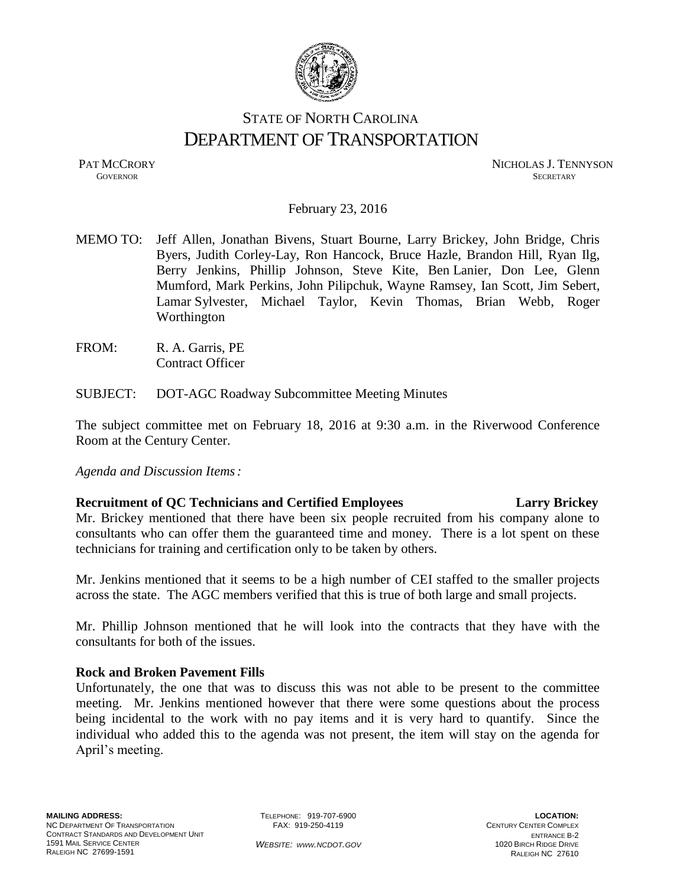STATE OF NORTH CAROLINA
DEPARTMENT OF TRANSPORTATION

PAT MCCRORY
GOVERNOR

NICHOLAS J. TENNYSON
SECRETARY

February 23, 2016

MEMO TO: Jeff Allen, Jonathan Bivens, Stuart Bourne, Larry Brickey, John Bridge, Chris Byers, Judith Corley-Lay, Ron Hancock, Bruce Hazle, Brandon Hill, Ryan Ilg, Berry Jenkins, Phillip Johnson, Steve Kite, Ben Lanier, Don Lee, Glenn Mumford, Mark Perkins, John Pilipchuk, Wayne Ramsey, Ian Scott, Jim Sebert, Lamar Sylvester, Michael Taylor, Kevin Thomas, Brian Webb, Roger Worthington

FROM: R. A. Garris, PE
Contract Officer

SUBJECT: DOT-AGC Roadway Subcommittee Meeting Minutes

The subject committee met on February 18, 2016 at 9:30 a.m. in the Riverwood Conference Room at the Century Center.

*Agenda and Discussion Items:*

**Recruitment of QC Technicians and Certified Employees** **Larry Brickey**

Mr. Brickey mentioned that there have been six people recruited from his company alone to consultants who can offer them the guaranteed time and money. There is a lot spent on these technicians for training and certification only to be taken by others.

Mr. Jenkins mentioned that it seems to be a high number of CEI staffed to the smaller projects across the state. The AGC members verified that this is true of both large and small projects.

Mr. Phillip Johnson mentioned that he will look into the contracts that they have with the consultants for both of the issues.

**Rock and Broken Pavement Fills**

Unfortunately, the one that was to discuss this was not able to be present to the committee meeting. Mr. Jenkins mentioned however that there were some questions about the process being incidental to the work with no pay items and it is very hard to quantify. Since the individual who added this to the agenda was not present, the item will stay on the agenda for April's meeting.

**MAILING ADDRESS:**
NC DEPARTMENT OF TRANSPORTATION
CONTRACT STANDARDS AND DEVELOPMENT UNIT
1591 MAIL SERVICE CENTER
RALEIGH NC 27699-1591

TELEPHONE: 919-707-6900
FAX: 919-250-4119

*WEBSITE: WWW.NCDOT.GOV*

**LOCATION:**
CENTURY CENTER COMPLEX
ENTRANCE B-2
1020 BIRCH RIDGE DRIVE
RALEIGH NC 27610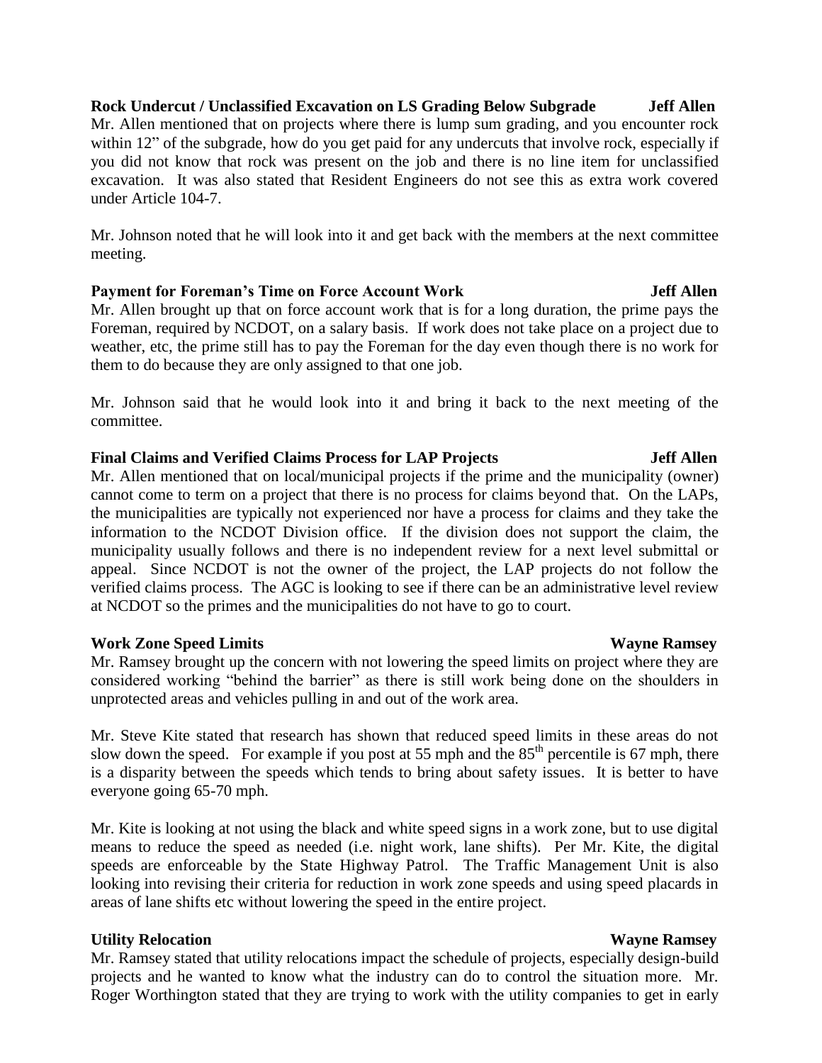**Rock Undercut / Unclassified Excavation on LS Grading Below Subgrade — Jeff Allen**

Mr. Allen mentioned that on projects where there is lump sum grading, and you encounter rock within 12" of the subgrade, how do you get paid for any undercuts that involve rock, especially if you did not know that rock was present on the job and there is no line item for unclassified excavation. It was also stated that Resident Engineers do not see this as extra work covered under Article 104-7.

Mr. Johnson noted that he will look into it and get back with the members at the next committee meeting.

**Payment for Foreman's Time on Force Account Work — Jeff Allen**

Mr. Allen brought up that on force account work that is for a long duration, the prime pays the Foreman, required by NCDOT, on a salary basis. If work does not take place on a project due to weather, etc, the prime still has to pay the Foreman for the day even though there is no work for them to do because they are only assigned to that one job.

Mr. Johnson said that he would look into it and bring it back to the next meeting of the committee.

**Final Claims and Verified Claims Process for LAP Projects — Jeff Allen**

Mr. Allen mentioned that on local/municipal projects if the prime and the municipality (owner) cannot come to term on a project that there is no process for claims beyond that. On the LAPs, the municipalities are typically not experienced nor have a process for claims and they take the information to the NCDOT Division office. If the division does not support the claim, the municipality usually follows and there is no independent review for a next level submittal or appeal. Since NCDOT is not the owner of the project, the LAP projects do not follow the verified claims process. The AGC is looking to see if there can be an administrative level review at NCDOT so the primes and the municipalities do not have to go to court.

**Work Zone Speed Limits — Wayne Ramsey**

Mr. Ramsey brought up the concern with not lowering the speed limits on project where they are considered working "behind the barrier" as there is still work being done on the shoulders in unprotected areas and vehicles pulling in and out of the work area.

Mr. Steve Kite stated that research has shown that reduced speed limits in these areas do not slow down the speed. For example if you post at 55 mph and the 85th percentile is 67 mph, there is a disparity between the speeds which tends to bring about safety issues. It is better to have everyone going 65-70 mph.

Mr. Kite is looking at not using the black and white speed signs in a work zone, but to use digital means to reduce the speed as needed (i.e. night work, lane shifts). Per Mr. Kite, the digital speeds are enforceable by the State Highway Patrol. The Traffic Management Unit is also looking into revising their criteria for reduction in work zone speeds and using speed placards in areas of lane shifts etc without lowering the speed in the entire project.

**Utility Relocation — Wayne Ramsey**

Mr. Ramsey stated that utility relocations impact the schedule of projects, especially design-build projects and he wanted to know what the industry can do to control the situation more. Mr. Roger Worthington stated that they are trying to work with the utility companies to get in early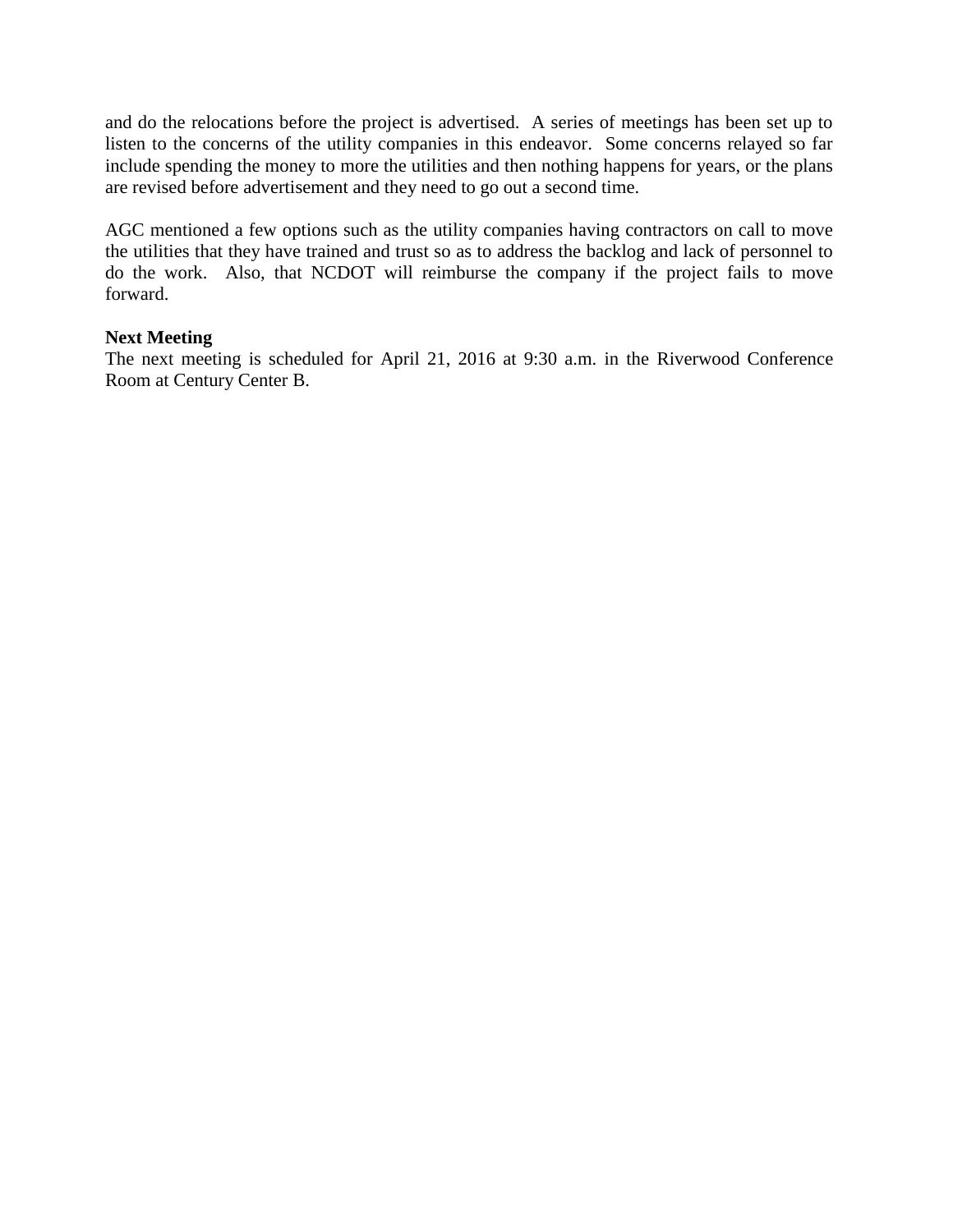and do the relocations before the project is advertised. A series of meetings has been set up to listen to the concerns of the utility companies in this endeavor. Some concerns relayed so far include spending the money to more the utilities and then nothing happens for years, or the plans are revised before advertisement and they need to go out a second time.

AGC mentioned a few options such as the utility companies having contractors on call to move the utilities that they have trained and trust so as to address the backlog and lack of personnel to do the work. Also, that NCDOT will reimburse the company if the project fails to move forward.

**Next Meeting**

The next meeting is scheduled for April 21, 2016 at 9:30 a.m. in the Riverwood Conference Room at Century Center B.